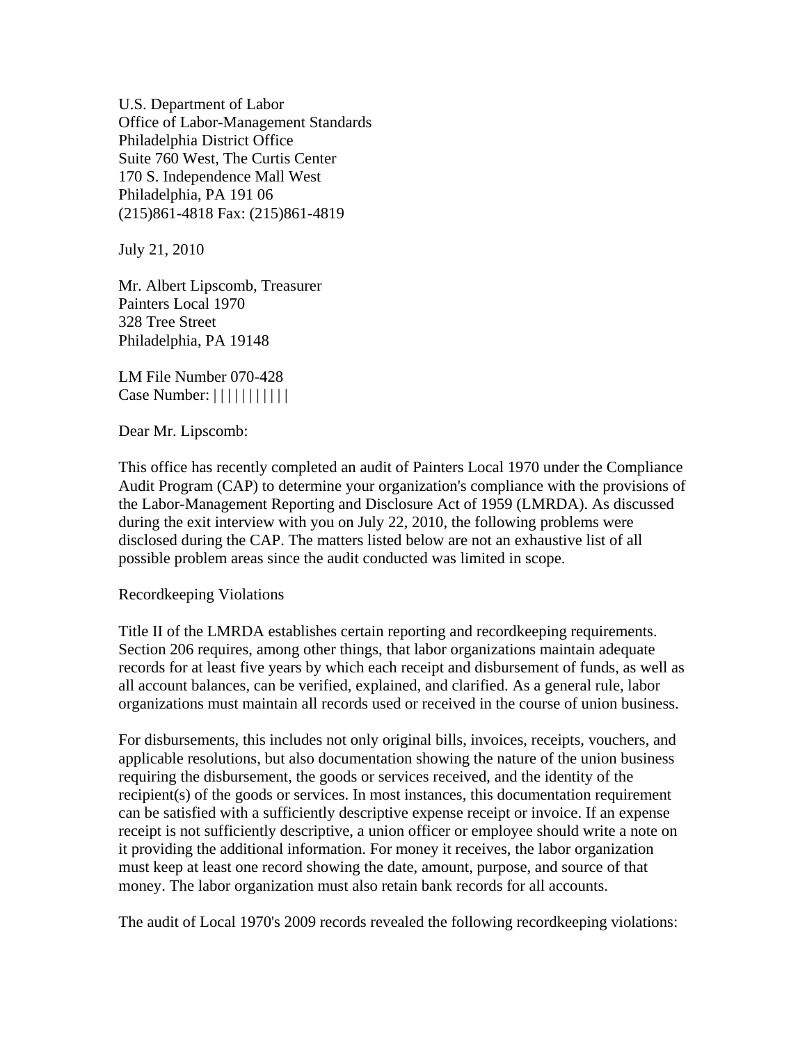U.S. Department of Labor
Office of Labor-Management Standards
Philadelphia District Office
Suite 760 West, The Curtis Center
170 S. Independence Mall West
Philadelphia, PA 191 06
(215)861-4818 Fax: (215)861-4819

July 21, 2010

Mr. Albert Lipscomb, Treasurer
Painters Local 1970
328 Tree Street
Philadelphia, PA 19148

LM File Number 070-428
Case Number: |||||||||||

Dear Mr. Lipscomb:

This office has recently completed an audit of Painters Local 1970 under the Compliance Audit Program (CAP) to determine your organization's compliance with the provisions of the Labor-Management Reporting and Disclosure Act of 1959 (LMRDA). As discussed during the exit interview with you on July 22, 2010, the following problems were disclosed during the CAP. The matters listed below are not an exhaustive list of all possible problem areas since the audit conducted was limited in scope.

Recordkeeping Violations

Title II of the LMRDA establishes certain reporting and recordkeeping requirements. Section 206 requires, among other things, that labor organizations maintain adequate records for at least five years by which each receipt and disbursement of funds, as well as all account balances, can be verified, explained, and clarified. As a general rule, labor organizations must maintain all records used or received in the course of union business.

For disbursements, this includes not only original bills, invoices, receipts, vouchers, and applicable resolutions, but also documentation showing the nature of the union business requiring the disbursement, the goods or services received, and the identity of the recipient(s) of the goods or services. In most instances, this documentation requirement can be satisfied with a sufficiently descriptive expense receipt or invoice. If an expense receipt is not sufficiently descriptive, a union officer or employee should write a note on it providing the additional information. For money it receives, the labor organization must keep at least one record showing the date, amount, purpose, and source of that money. The labor organization must also retain bank records for all accounts.

The audit of Local 1970's 2009 records revealed the following recordkeeping violations: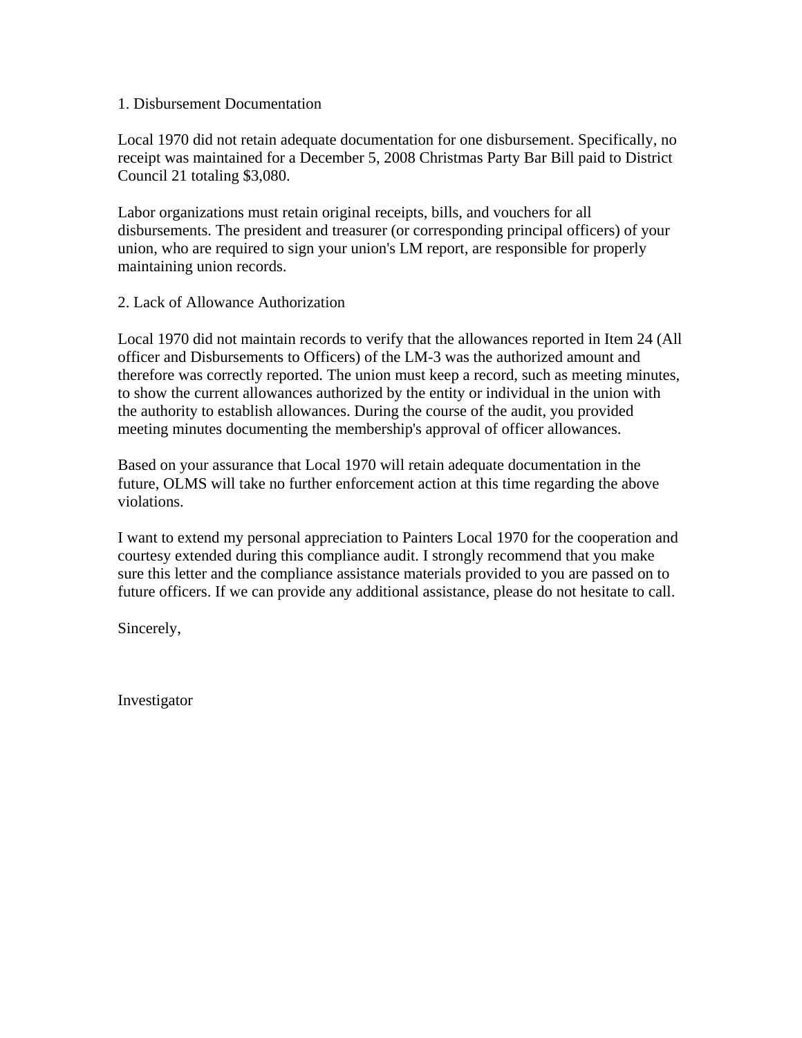1. Disbursement Documentation

Local 1970 did not retain adequate documentation for one disbursement. Specifically, no receipt was maintained for a December 5, 2008 Christmas Party Bar Bill paid to District Council 21 totaling $3,080.

Labor organizations must retain original receipts, bills, and vouchers for all disbursements. The president and treasurer (or corresponding principal officers) of your union, who are required to sign your union's LM report, are responsible for properly maintaining union records.

2. Lack of Allowance Authorization

Local 1970 did not maintain records to verify that the allowances reported in Item 24 (All officer and Disbursements to Officers) of the LM-3 was the authorized amount and therefore was correctly reported. The union must keep a record, such as meeting minutes, to show the current allowances authorized by the entity or individual in the union with the authority to establish allowances. During the course of the audit, you provided meeting minutes documenting the membership's approval of officer allowances.

Based on your assurance that Local 1970 will retain adequate documentation in the future, OLMS will take no further enforcement action at this time regarding the above violations.

I want to extend my personal appreciation to Painters Local 1970 for the cooperation and courtesy extended during this compliance audit. I strongly recommend that you make sure this letter and the compliance assistance materials provided to you are passed on to future officers. If we can provide any additional assistance, please do not hesitate to call.

Sincerely,

Investigator